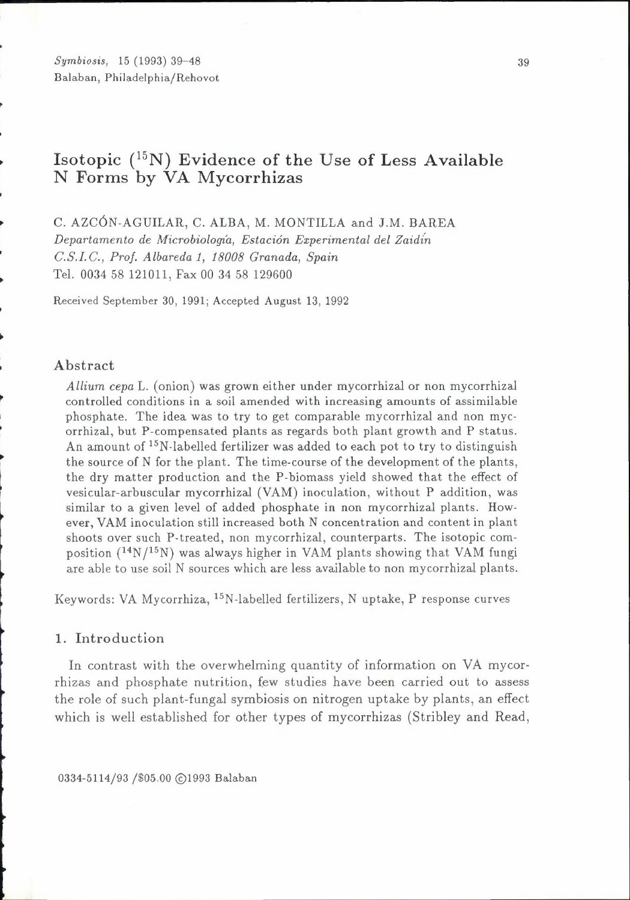# Isotopic ($^{15}N$) Evidence of the Use of Less Available N Forms by VA Mycorrhizas

C. AZCÓN-AGUILAR, C. ALBA, M. MONTILLA and J.M. BAREA

*Departamento de Microbiología, Estación Experimental del Zaidín*
*C.S.I.C., Prof. Albareda 1, 18008 Granada, Spain*
Tel. 0034 58 121011, Fax 00 34 58 129600

Received September 30, 1991; Accepted August 13, 1992

## Abstract

*Allium cepa* L. (onion) was grown either under mycorrhizal or non mycorrhizal controlled conditions in a soil amended with increasing amounts of assimilable phosphate. The idea was to try to get comparable mycorrhizal and non mycorrhizal, but P-compensated plants as regards both plant growth and P status. An amount of $^{15}N$-labelled fertilizer was added to each pot to try to distinguish the source of N for the plant. The time-course of the development of the plants, the dry matter production and the P-biomass yield showed that the effect of vesicular-arbuscular mycorrhizal (VAM) inoculation, without P addition, was similar to a given level of added phosphate in non mycorrhizal plants. However, VAM inoculation still increased both N concentration and content in plant shoots over such P-treated, non mycorrhizal, counterparts. The isotopic composition ($^{14}N/^{15}N$) was always higher in VAM plants showing that VAM fungi are able to use soil N sources which are less available to non mycorrhizal plants.

Keywords: VA Mycorrhiza, $^{15}N$-labelled fertilizers, N uptake, P response curves

## 1. Introduction

In contrast with the overwhelming quantity of information on VA mycorrhizas and phosphate nutrition, few studies have been carried out to assess the role of such plant-fungal symbiosis on nitrogen uptake by plants, an effect which is well established for other types of mycorrhizas (Stribley and Read,

0334-5114/93 /$05.00 ©1993 Balaban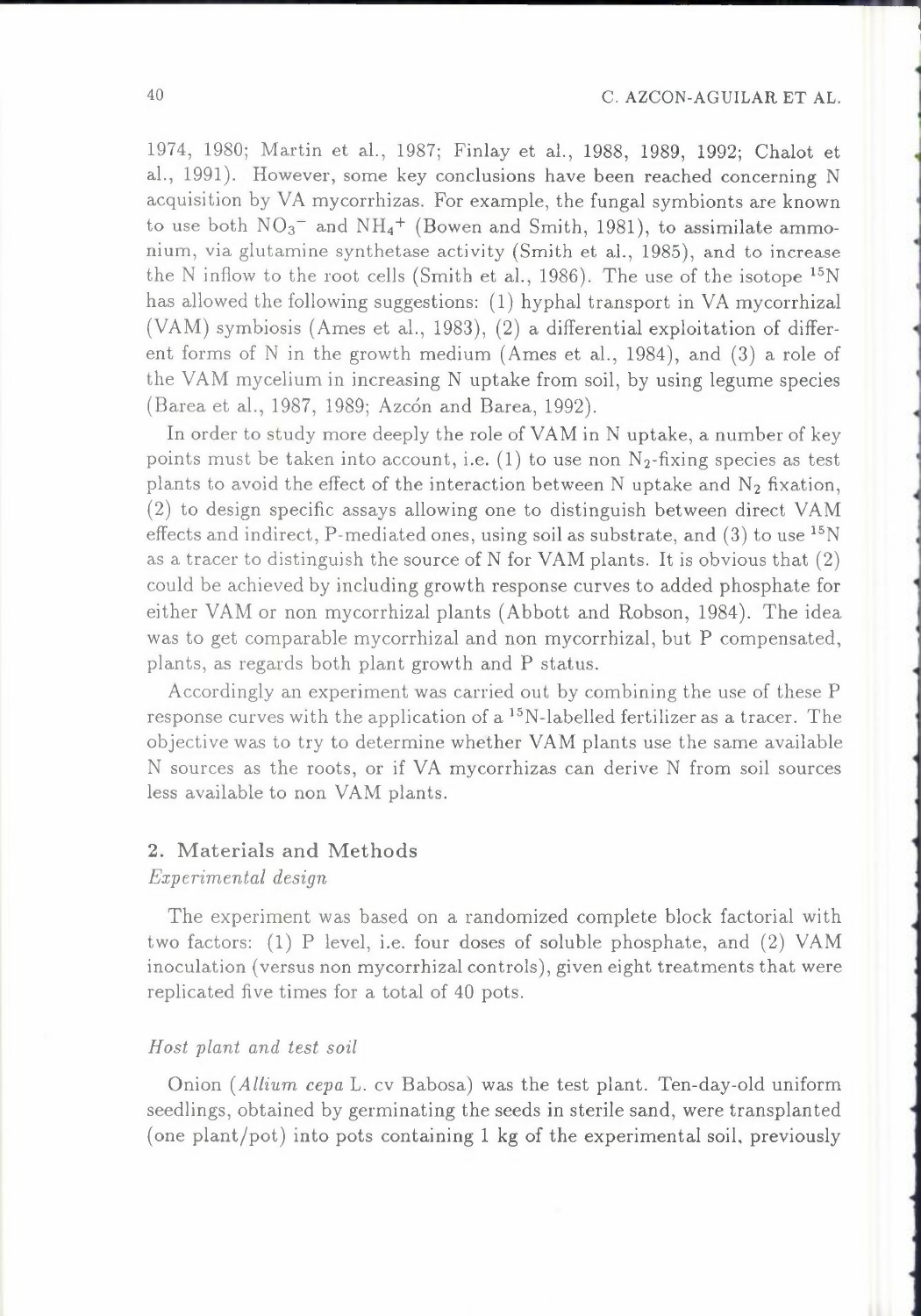1974, 1980; Martin et al., 1987; Finlay et al., 1988, 1989, 1992; Chalot et al., 1991). However, some key conclusions have been reached concerning N acquisition by VA mycorrhizas. For example, the fungal symbionts are known to use both $NO_3^-$ and $NH_4^+$ (Bowen and Smith, 1981), to assimilate ammonium, via glutamine synthetase activity (Smith et al., 1985), and to increase the N inflow to the root cells (Smith et al., 1986). The use of the isotope $^{15}N$ has allowed the following suggestions: (1) hyphal transport in VA mycorrhizal (VAM) symbiosis (Ames et al., 1983), (2) a differential exploitation of different forms of N in the growth medium (Ames et al., 1984), and (3) a role of the VAM mycelium in increasing N uptake from soil, by using legume species (Barea et al., 1987, 1989; Azcón and Barea, 1992).

In order to study more deeply the role of VAM in N uptake, a number of key points must be taken into account, i.e. (1) to use non $N_2$-fixing species as test plants to avoid the effect of the interaction between N uptake and $N_2$ fixation, (2) to design specific assays allowing one to distinguish between direct VAM effects and indirect, P-mediated ones, using soil as substrate, and (3) to use $^{15}N$ as a tracer to distinguish the source of N for VAM plants. It is obvious that (2) could be achieved by including growth response curves to added phosphate for either VAM or non mycorrhizal plants (Abbott and Robson, 1984). The idea was to get comparable mycorrhizal and non mycorrhizal, but P compensated, plants, as regards both plant growth and P status.

Accordingly an experiment was carried out by combining the use of these P response curves with the application of a $^{15}N$-labelled fertilizer as a tracer. The objective was to try to determine whether VAM plants use the same available N sources as the roots, or if VA mycorrhizas can derive N from soil sources less available to non VAM plants.

## 2. Materials and Methods

### *Experimental design*

The experiment was based on a randomized complete block factorial with two factors: (1) P level, i.e. four doses of soluble phosphate, and (2) VAM inoculation (versus non mycorrhizal controls), given eight treatments that were replicated five times for a total of 40 pots.

### *Host plant and test soil*

Onion (*Allium cepa* L. cv Babosa) was the test plant. Ten-day-old uniform seedlings, obtained by germinating the seeds in sterile sand, were transplanted (one plant/pot) into pots containing 1 kg of the experimental soil, previously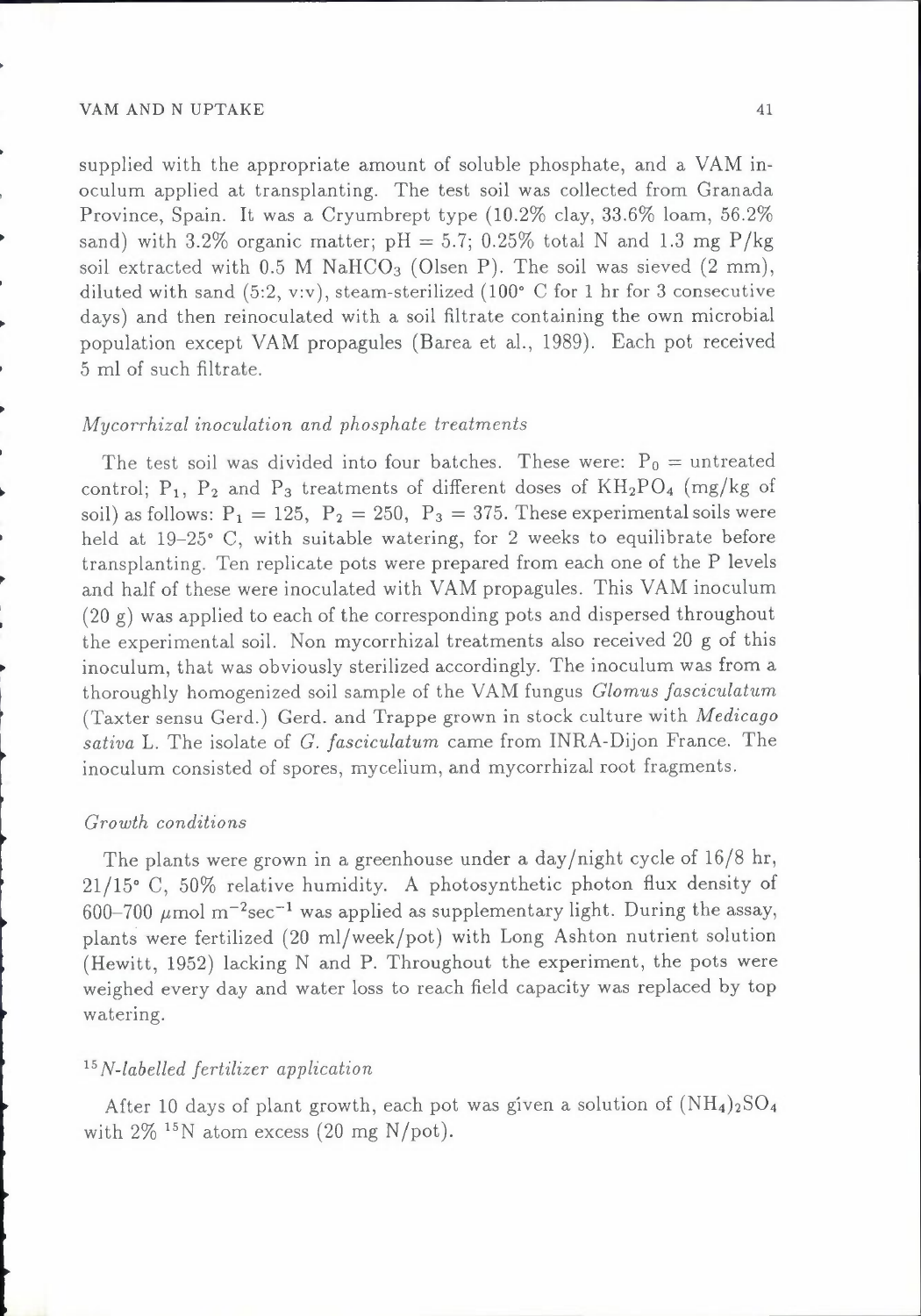supplied with the appropriate amount of soluble phosphate, and a VAM inoculum applied at transplanting. The test soil was collected from Granada Province, Spain. It was a Cryumbrept type (10.2% clay, 33.6% loam, 56.2% sand) with 3.2% organic matter; pH = 5.7; 0.25% total N and 1.3 mg P/kg soil extracted with 0.5 M $NaHCO_3$ (Olsen P). The soil was sieved (2 mm), diluted with sand (5:2, v:v), steam-sterilized (100° C for 1 hr for 3 consecutive days) and then reinoculated with a soil filtrate containing the own microbial population except VAM propagules (Barea et al., 1989). Each pot received 5 ml of such filtrate.

### *Mycorrhizal inoculation and phosphate treatments*

The test soil was divided into four batches. These were: $P_0$ = untreated control; $P_1$, $P_2$ and $P_3$ treatments of different doses of $KH_2PO_4$ (mg/kg of soil) as follows: $P_1 = 125$, $P_2 = 250$, $P_3 = 375$. These experimental soils were held at 19–25° C, with suitable watering, for 2 weeks to equilibrate before transplanting. Ten replicate pots were prepared from each one of the P levels and half of these were inoculated with VAM propagules. This VAM inoculum (20 g) was applied to each of the corresponding pots and dispersed throughout the experimental soil. Non mycorrhizal treatments also received 20 g of this inoculum, that was obviously sterilized accordingly. The inoculum was from a thoroughly homogenized soil sample of the VAM fungus *Glomus fasciculatum* (Taxter sensu Gerd.) Gerd. and Trappe grown in stock culture with *Medicago sativa* L. The isolate of *G. fasciculatum* came from INRA-Dijon France. The inoculum consisted of spores, mycelium, and mycorrhizal root fragments.

### *Growth conditions*

The plants were grown in a greenhouse under a day/night cycle of 16/8 hr, 21/15° C, 50% relative humidity. A photosynthetic photon flux density of 600–700 $\mu$mol $m^{-2}sec^{-1}$ was applied as supplementary light. During the assay, plants were fertilized (20 ml/week/pot) with Long Ashton nutrient solution (Hewitt, 1952) lacking N and P. Throughout the experiment, the pots were weighed every day and water loss to reach field capacity was replaced by top watering.

### *$^{15}N$-labelled fertilizer application*

After 10 days of plant growth, each pot was given a solution of $(NH_4)_2SO_4$ with 2% $^{15}N$ atom excess (20 mg N/pot).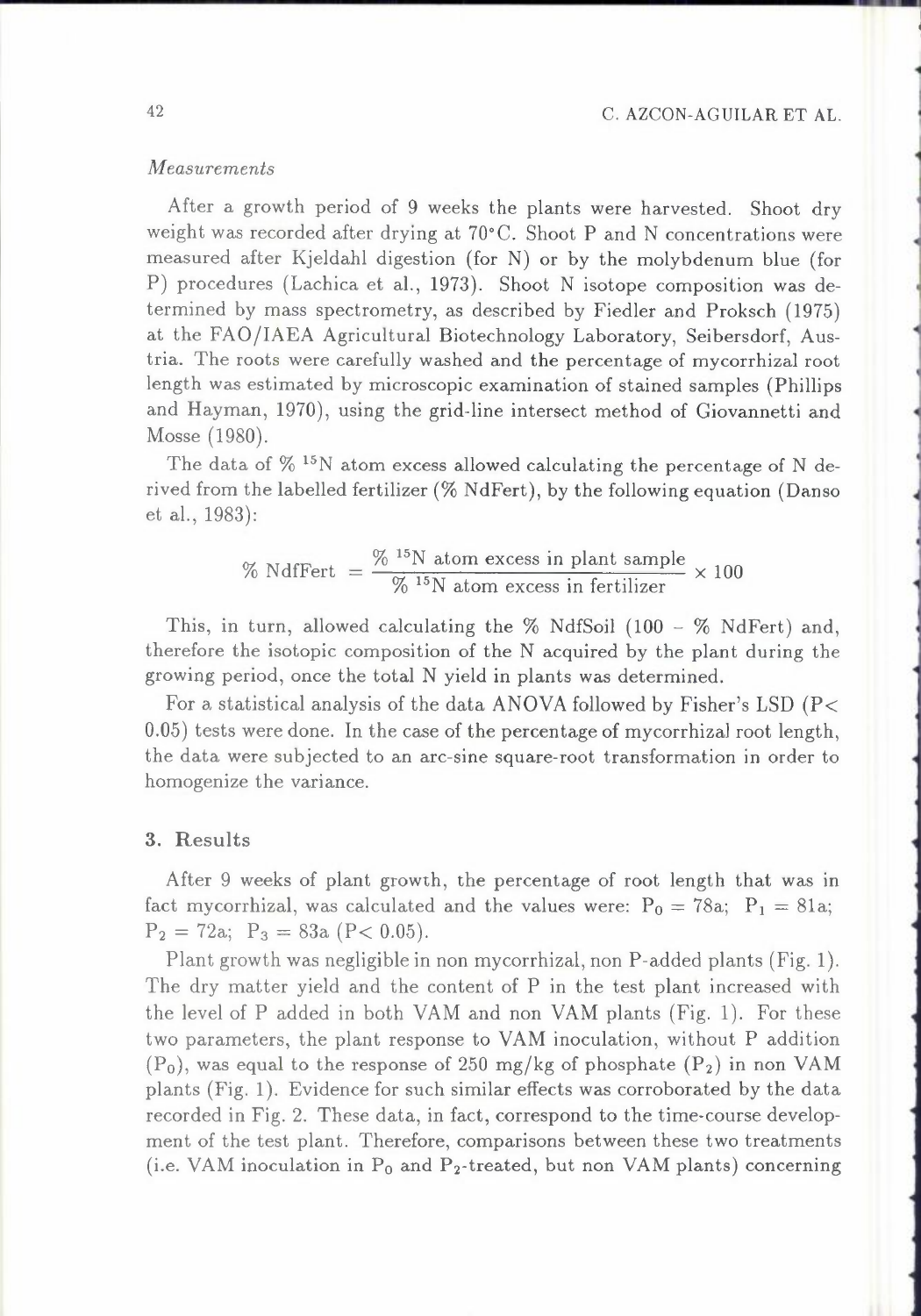*Measurements*

After a growth period of 9 weeks the plants were harvested. Shoot dry weight was recorded after drying at 70°C. Shoot P and N concentrations were measured after Kjeldahl digestion (for N) or by the molybdenum blue (for P) procedures (Lachica et al., 1973). Shoot N isotope composition was determined by mass spectrometry, as described by Fiedler and Proksch (1975) at the FAO/IAEA Agricultural Biotechnology Laboratory, Seibersdorf, Austria. The roots were carefully washed and the percentage of mycorrhizal root length was estimated by microscopic examination of stained samples (Phillips and Hayman, 1970), using the grid-line intersect method of Giovannetti and Mosse (1980).

The data of % $^{15}N$ atom excess allowed calculating the percentage of N derived from the labelled fertilizer (% NdFert), by the following equation (Danso et al., 1983):

$$\% \text{ NdFert } = \frac{\% \ ^{15}\text{N atom excess in plant sample}}{\% \ ^{15}\text{N atom excess in fertilizer}} \times 100$$

This, in turn, allowed calculating the % NdfSoil (100 – % NdFert) and, therefore the isotopic composition of the N acquired by the plant during the growing period, once the total N yield in plants was determined.

For a statistical analysis of the data ANOVA followed by Fisher's LSD ($P < 0.05$) tests were done. In the case of the percentage of mycorrhizal root length, the data were subjected to an arc-sine square-root transformation in order to homogenize the variance.

## 3. Results

After 9 weeks of plant growth, the percentage of root length that was in fact mycorrhizal, was calculated and the values were: $P_0 = 78a$; $P_1 = 81a$; $P_2 = 72a$; $P_3 = 83a$ ($P < 0.05$).

Plant growth was negligible in non mycorrhizal, non P-added plants (Fig. 1). The dry matter yield and the content of P in the test plant increased with the level of P added in both VAM and non VAM plants (Fig. 1). For these two parameters, the plant response to VAM inoculation, without P addition ($P_0$), was equal to the response of 250 mg/kg of phosphate ($P_2$) in non VAM plants (Fig. 1). Evidence for such similar effects was corroborated by the data recorded in Fig. 2. These data, in fact, correspond to the time-course development of the test plant. Therefore, comparisons between these two treatments (i.e. VAM inoculation in $P_0$ and $P_2$-treated, but non VAM plants) concerning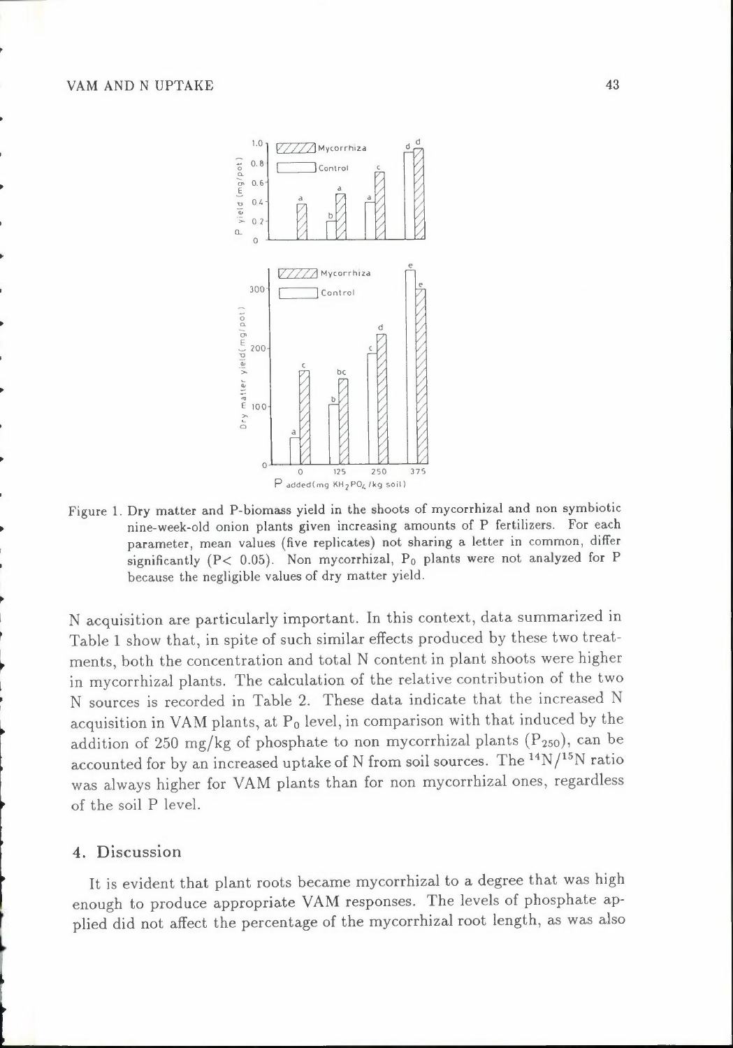Figure 1. Dry matter and P-biomass yield in the shoots of mycorrhizal and non symbiotic nine-week-old onion plants given increasing amounts of P fertilizers. For each parameter, mean values (five replicates) not sharing a letter in common, differ significantly ($P < 0.05$). Non mycorrhizal, $P_0$ plants were not analyzed for P because the negligible values of dry matter yield.

N acquisition are particularly important. In this context, data summarized in Table 1 show that, in spite of such similar effects produced by these two treatments, both the concentration and total N content in plant shoots were higher in mycorrhizal plants. The calculation of the relative contribution of the two N sources is recorded in Table 2. These data indicate that the increased N acquisition in VAM plants, at $P_0$ level, in comparison with that induced by the addition of 250 mg/kg of phosphate to non mycorrhizal plants ($P_{250}$), can be accounted for by an increased uptake of N from soil sources. The $^{14}N/^{15}N$ ratio was always higher for VAM plants than for non mycorrhizal ones, regardless of the soil P level.

## 4. Discussion

It is evident that plant roots became mycorrhizal to a degree that was high enough to produce appropriate VAM responses. The levels of phosphate applied did not affect the percentage of the mycorrhizal root length, as was also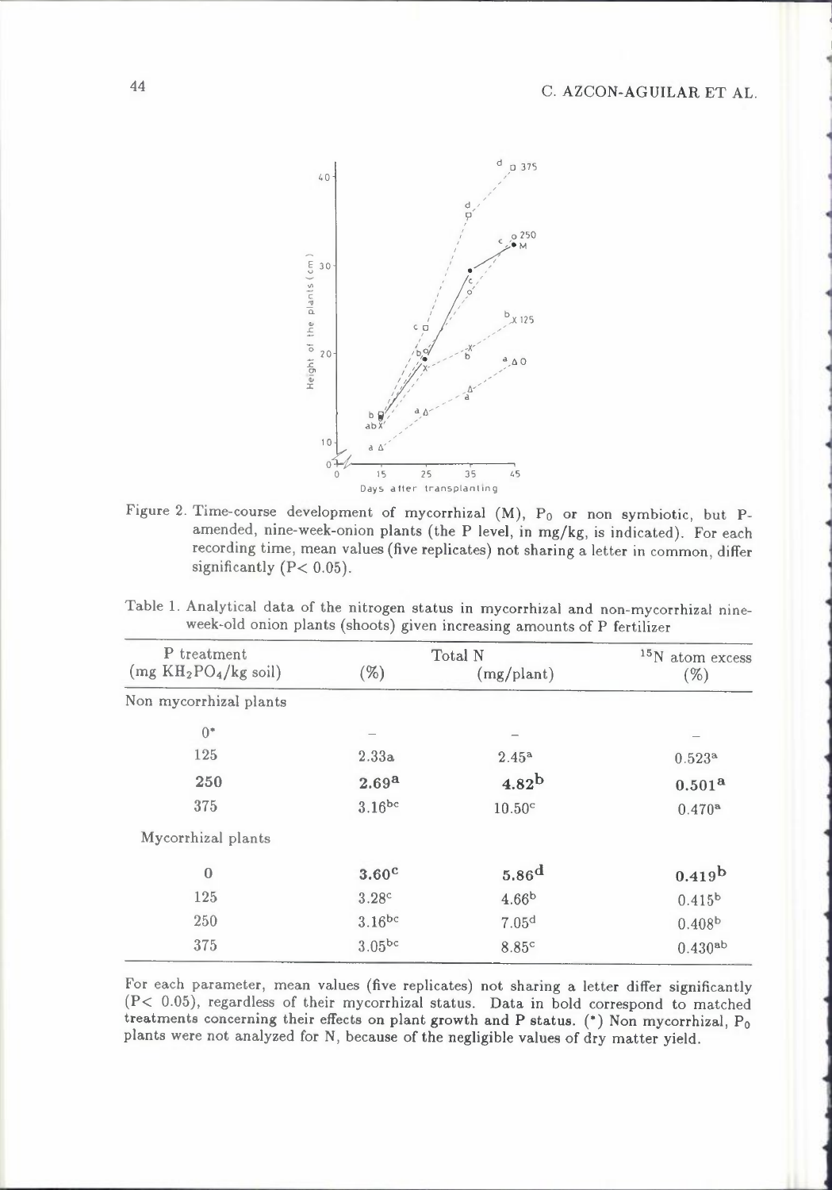Figure 2. Time-course development of mycorrhizal (M), $P_0$ or non symbiotic, but P-amended, nine-week-onion plants (the P level, in mg/kg, is indicated). For each recording time, mean values (five replicates) not sharing a letter in common, differ significantly ($P < 0.05$).

Table 1. Analytical data of the nitrogen status in mycorrhizal and non-mycorrhizal nine-week-old onion plants (shoots) given increasing amounts of P fertilizer

| P treatment ($mg\ KH_2PO_4/kg$ soil) | Total N (%) | Total N (mg/plant) | $^{15}N$ atom excess (%) |
|---|---|---|---|
| Non mycorrhizal plants | | | |
| 0* | – | – | – |
| 125 | 2.33a | 2.45$^{a}$ | 0.523$^{a}$ |
| **250** | **2.69$^{a}$** | **4.82$^{b}$** | **0.501$^{a}$** |
| 375 | 3.16$^{bc}$ | 10.50$^{c}$ | 0.470$^{a}$ |
| Mycorrhizal plants | | | |
| **0** | **3.60$^{c}$** | **5.86$^{d}$** | **0.419$^{b}$** |
| 125 | 3.28$^{c}$ | 4.66$^{b}$ | 0.415$^{b}$ |
| 250 | 3.16$^{bc}$ | 7.05$^{d}$ | 0.408$^{b}$ |
| 375 | 3.05$^{bc}$ | 8.85$^{c}$ | 0.430$^{ab}$ |

For each parameter, mean values (five replicates) not sharing a letter differ significantly ($P < 0.05$), regardless of their mycorrhizal status. Data in bold correspond to matched treatments concerning their effects on plant growth and P status. (*) Non mycorrhizal, $P_0$ plants were not analyzed for N, because of the negligible values of dry matter yield.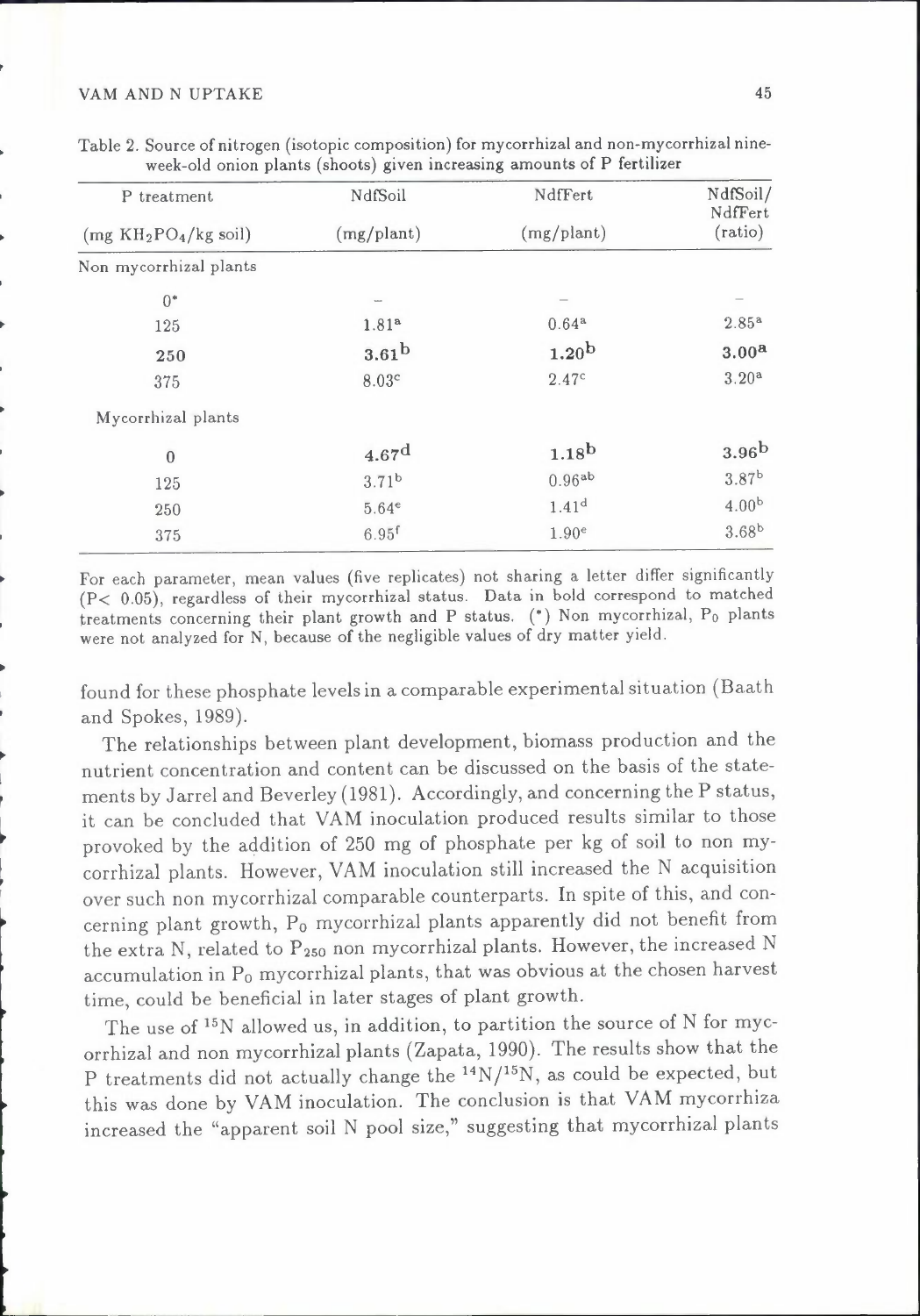Table 2. Source of nitrogen (isotopic composition) for mycorrhizal and non-mycorrhizal nine-week-old onion plants (shoots) given increasing amounts of P fertilizer

| P treatment ($mg\ KH_2PO_4/kg$ soil) | NdfSoil (mg/plant) | NdfFert (mg/plant) | NdfSoil/NdfFert (ratio) |
|---|---|---|---|
| Non mycorrhizal plants | | | |
| 0* | – | – | – |
| 125 | 1.81[a] | 0.64[a] | 2.85[a] |
| **250** | **3.61[b]** | **1.20[b]** | **3.00[a]** |
| 375 | 8.03[c] | 2.47[c] | 3.20[a] |
| Mycorrhizal plants | | | |
| **0** | **4.67[d]** | **1.18[b]** | **3.96[b]** |
| 125 | 3.71[b] | 0.96[ab] | 3.87[b] |
| 250 | 5.64[e] | 1.41[d] | 4.00[b] |
| 375 | 6.95[f] | 1.90[e] | 3.68[b] |

For each parameter, mean values (five replicates) not sharing a letter differ significantly ($P < 0.05$), regardless of their mycorrhizal status. Data in bold correspond to matched treatments concerning their plant growth and P status. (*) Non mycorrhizal, $P_0$ plants were not analyzed for N, because of the negligible values of dry matter yield.

found for these phosphate levels in a comparable experimental situation (Baath and Spokes, 1989).

The relationships between plant development, biomass production and the nutrient concentration and content can be discussed on the basis of the statements by Jarrel and Beverley (1981). Accordingly, and concerning the P status, it can be concluded that VAM inoculation produced results similar to those provoked by the addition of 250 mg of phosphate per kg of soil to non mycorrhizal plants. However, VAM inoculation still increased the N acquisition over such non mycorrhizal comparable counterparts. In spite of this, and concerning plant growth, $P_0$ mycorrhizal plants apparently did not benefit from the extra N, related to $P_{250}$ non mycorrhizal plants. However, the increased N accumulation in $P_0$ mycorrhizal plants, that was obvious at the chosen harvest time, could be beneficial in later stages of plant growth.

The use of $^{15}N$ allowed us, in addition, to partition the source of N for mycorrhizal and non mycorrhizal plants (Zapata, 1990). The results show that the P treatments did not actually change the $^{14}N/^{15}N$, as could be expected, but this was done by VAM inoculation. The conclusion is that VAM mycorrhiza increased the "apparent soil N pool size," suggesting that mycorrhizal plants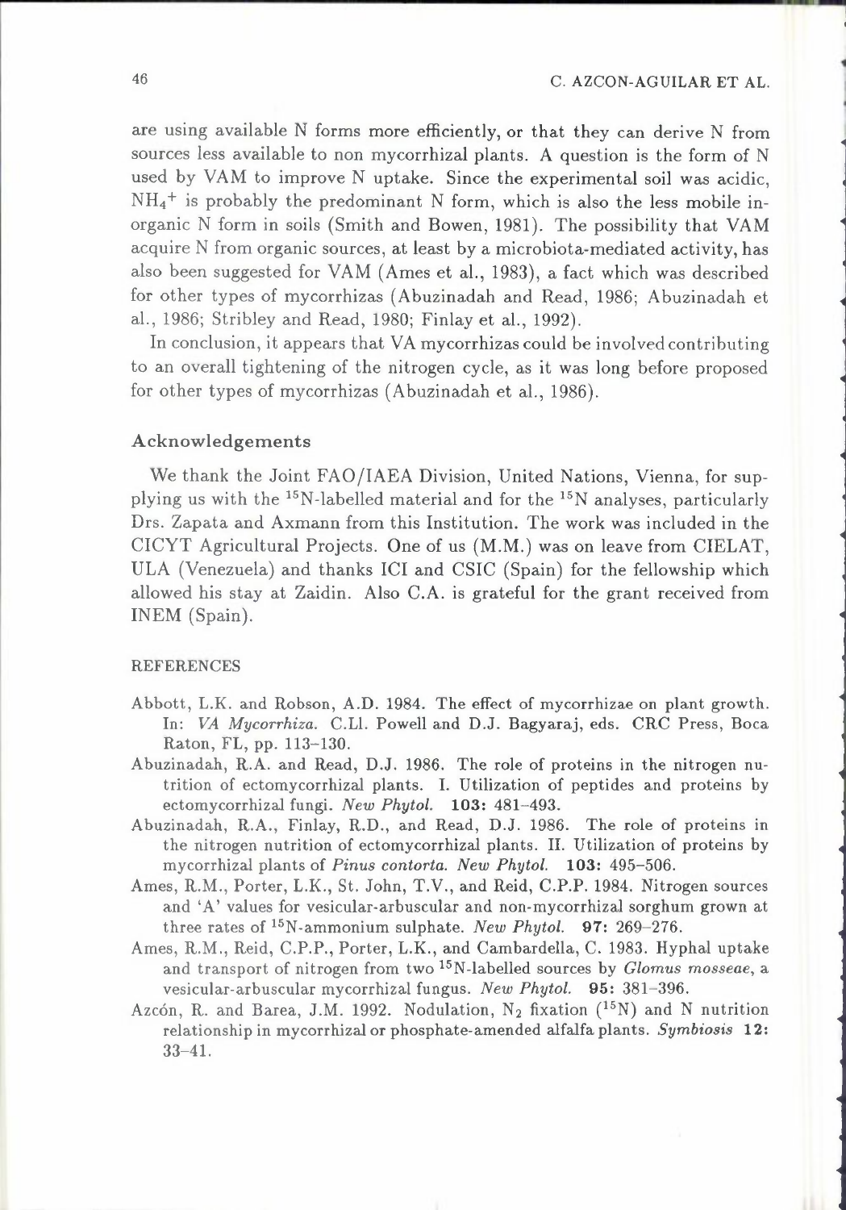are using available N forms more efficiently, or that they can derive N from sources less available to non mycorrhizal plants. A question is the form of N used by VAM to improve N uptake. Since the experimental soil was acidic, $NH_4^+$ is probably the predominant N form, which is also the less mobile inorganic N form in soils (Smith and Bowen, 1981). The possibility that VAM acquire N from organic sources, at least by a microbiota-mediated activity, has also been suggested for VAM (Ames et al., 1983), a fact which was described for other types of mycorrhizas (Abuzinadah and Read, 1986; Abuzinadah et al., 1986; Stribley and Read, 1980; Finlay et al., 1992).

In conclusion, it appears that VA mycorrhizas could be involved contributing to an overall tightening of the nitrogen cycle, as it was long before proposed for other types of mycorrhizas (Abuzinadah et al., 1986).

## Acknowledgements

We thank the Joint FAO/IAEA Division, United Nations, Vienna, for supplying us with the $^{15}N$-labelled material and for the $^{15}N$ analyses, particularly Drs. Zapata and Axmann from this Institution. The work was included in the CICYT Agricultural Projects. One of us (M.M.) was on leave from CIELAT, ULA (Venezuela) and thanks ICI and CSIC (Spain) for the fellowship which allowed his stay at Zaidin. Also C.A. is grateful for the grant received from INEM (Spain).

## REFERENCES

Abbott, L.K. and Robson, A.D. 1984. The effect of mycorrhizae on plant growth. In: *VA Mycorrhiza*. C.Ll. Powell and D.J. Bagyaraj, eds. CRC Press, Boca Raton, FL, pp. 113–130.

Abuzinadah, R.A. and Read, D.J. 1986. The role of proteins in the nitrogen nutrition of ectomycorrhizal plants. I. Utilization of peptides and proteins by ectomycorrhizal fungi. *New Phytol.* **103:** 481–493.

Abuzinadah, R.A., Finlay, R.D., and Read, D.J. 1986. The role of proteins in the nitrogen nutrition of ectomycorrhizal plants. II. Utilization of proteins by mycorrhizal plants of *Pinus contorta*. *New Phytol.* **103:** 495–506.

Ames, R.M., Porter, L.K., St. John, T.V., and Reid, C.P.P. 1984. Nitrogen sources and 'A' values for vesicular-arbuscular and non-mycorrhizal sorghum grown at three rates of $^{15}N$-ammonium sulphate. *New Phytol.* **97:** 269–276.

Ames, R.M., Reid, C.P.P., Porter, L.K., and Cambardella, C. 1983. Hyphal uptake and transport of nitrogen from two $^{15}N$-labelled sources by *Glomus mosseae*, a vesicular-arbuscular mycorrhizal fungus. *New Phytol.* **95:** 381–396.

Azcón, R. and Barea, J.M. 1992. Nodulation, $N_2$ fixation ($^{15}N$) and N nutrition relationship in mycorrhizal or phosphate-amended alfalfa plants. *Symbiosis* **12:** 33–41.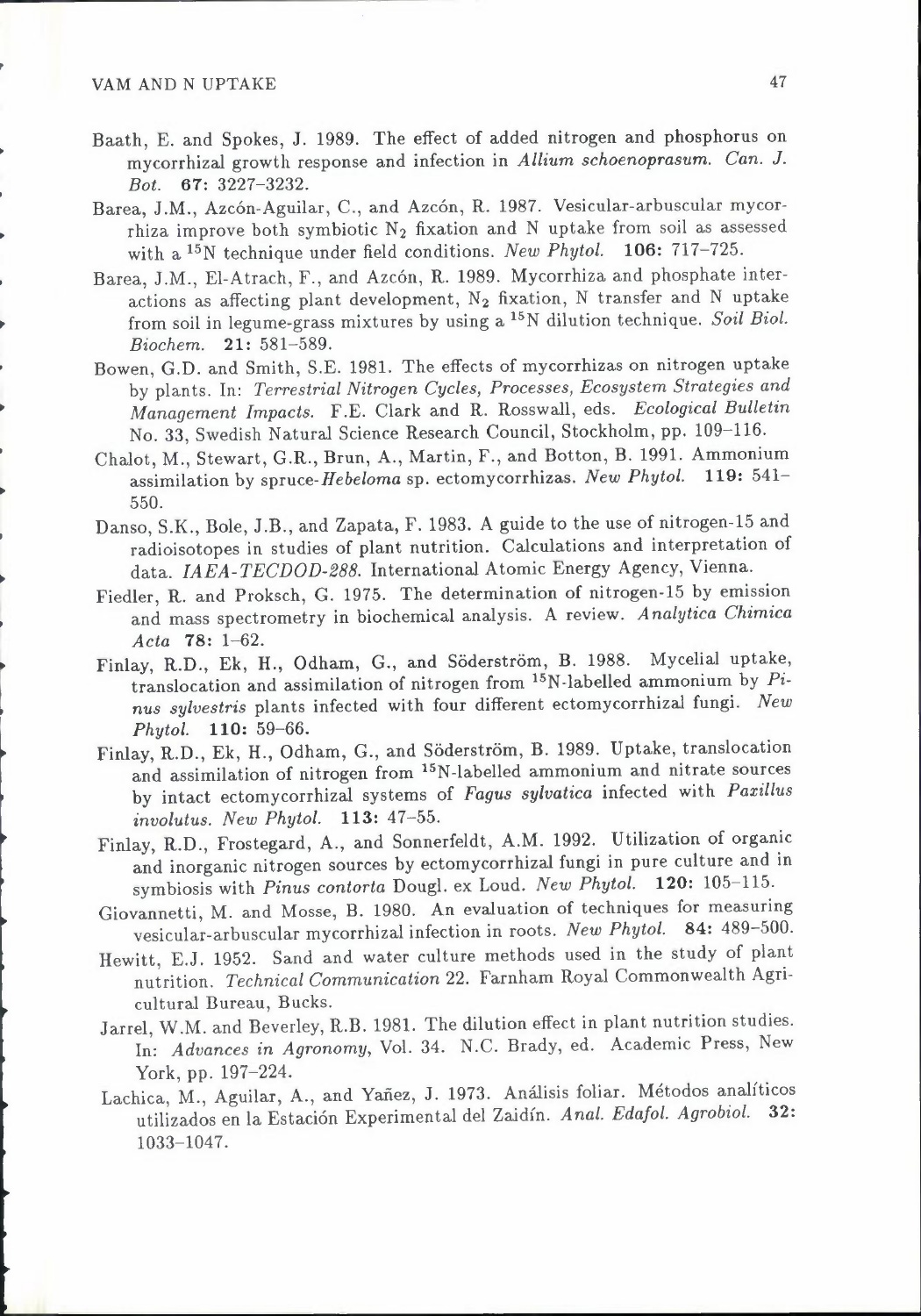Baath, E. and Spokes, J. 1989. The effect of added nitrogen and phosphorus on mycorrhizal growth response and infection in *Allium schoenoprasum*. *Can. J. Bot.* **67**: 3227–3232.

Barea, J.M., Azcón-Aguilar, C., and Azcón, R. 1987. Vesicular-arbuscular mycorrhiza improve both symbiotic $N_2$ fixation and N uptake from soil as assessed with a $^{15}N$ technique under field conditions. *New Phytol.* **106**: 717–725.

Barea, J.M., El-Atrach, F., and Azcón, R. 1989. Mycorrhiza and phosphate interactions as affecting plant development, $N_2$ fixation, N transfer and N uptake from soil in legume-grass mixtures by using a $^{15}N$ dilution technique. *Soil Biol. Biochem.* **21**: 581–589.

Bowen, G.D. and Smith, S.E. 1981. The effects of mycorrhizas on nitrogen uptake by plants. In: *Terrestrial Nitrogen Cycles, Processes, Ecosystem Strategies and Management Impacts.* F.E. Clark and R. Rosswall, eds. *Ecological Bulletin* No. 33, Swedish Natural Science Research Council, Stockholm, pp. 109–116.

Chalot, M., Stewart, G.R., Brun, A., Martin, F., and Botton, B. 1991. Ammonium assimilation by spruce-*Hebeloma* sp. ectomycorrhizas. *New Phytol.* **119**: 541–550.

Danso, S.K., Bole, J.B., and Zapata, F. 1983. A guide to the use of nitrogen-15 and radioisotopes in studies of plant nutrition. Calculations and interpretation of data. *IAEA-TECDOD-288.* International Atomic Energy Agency, Vienna.

Fiedler, R. and Proksch, G. 1975. The determination of nitrogen-15 by emission and mass spectrometry in biochemical analysis. A review. *Analytica Chimica Acta* **78**: 1–62.

Finlay, R.D., Ek, H., Odham, G., and Söderström, B. 1988. Mycelial uptake, translocation and assimilation of nitrogen from $^{15}N$-labelled ammonium by *Pinus sylvestris* plants infected with four different ectomycorrhizal fungi. *New Phytol.* **110**: 59–66.

Finlay, R.D., Ek, H., Odham, G., and Söderström, B. 1989. Uptake, translocation and assimilation of nitrogen from $^{15}N$-labelled ammonium and nitrate sources by intact ectomycorrhizal systems of *Fagus sylvatica* infected with *Paxillus involutus*. *New Phytol.* **113**: 47–55.

Finlay, R.D., Frostegard, A., and Sonnerfeldt, A.M. 1992. Utilization of organic and inorganic nitrogen sources by ectomycorrhizal fungi in pure culture and in symbiosis with *Pinus contorta* Dougl. ex Loud. *New Phytol.* **120**: 105–115.

Giovannetti, M. and Mosse, B. 1980. An evaluation of techniques for measuring vesicular-arbuscular mycorrhizal infection in roots. *New Phytol.* **84**: 489–500.

Hewitt, E.J. 1952. Sand and water culture methods used in the study of plant nutrition. *Technical Communication* 22. Farnham Royal Commonwealth Agricultural Bureau, Bucks.

Jarrel, W.M. and Beverley, R.B. 1981. The dilution effect in plant nutrition studies. In: *Advances in Agronomy*, Vol. 34. N.C. Brady, ed. Academic Press, New York, pp. 197–224.

Lachica, M., Aguilar, A., and Yañez, J. 1973. Análisis foliar. Métodos analíticos utilizados en la Estación Experimental del Zaidín. *Anal. Edafol. Agrobiol.* **32**: 1033–1047.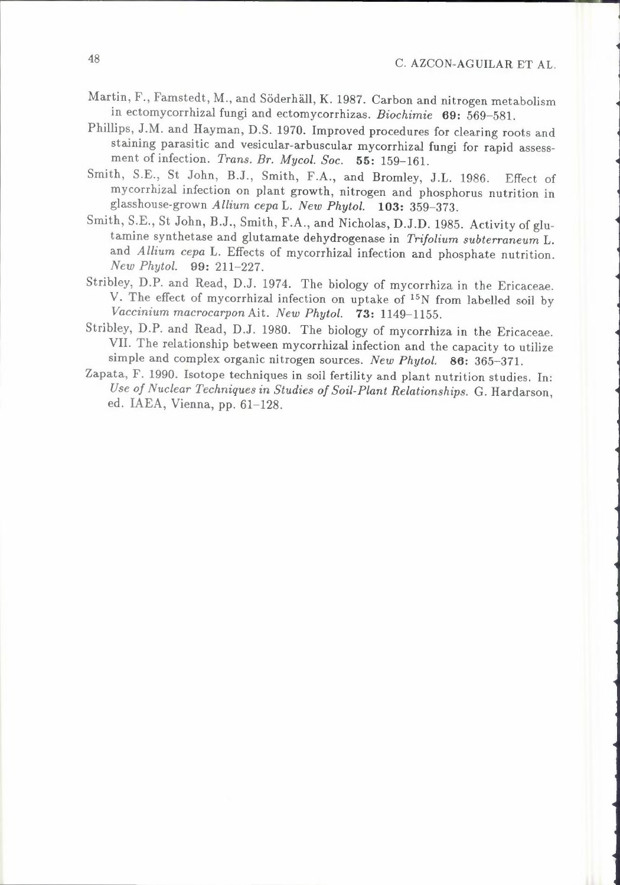Martin, F., Famstedt, M., and Söderhäll, K. 1987. Carbon and nitrogen metabolism in ectomycorrhizal fungi and ectomycorrhizas. *Biochimie* **69:** 569–581.

Phillips, J.M. and Hayman, D.S. 1970. Improved procedures for clearing roots and staining parasitic and vesicular-arbuscular mycorrhizal fungi for rapid assessment of infection. *Trans. Br. Mycol. Soc.* **55:** 159–161.

Smith, S.E., St John, B.J., Smith, F.A., and Bromley, J.L. 1986. Effect of mycorrhizal infection on plant growth, nitrogen and phosphorus nutrition in glasshouse-grown *Allium cepa* L. *New Phytol.* **103:** 359–373.

Smith, S.E., St John, B.J., Smith, F.A., and Nicholas, D.J.D. 1985. Activity of glutamine synthetase and glutamate dehydrogenase in *Trifolium subterraneum* L. and *Allium cepa* L. Effects of mycorrhizal infection and phosphate nutrition. *New Phytol.* **99:** 211–227.

Stribley, D.P. and Read, D.J. 1974. The biology of mycorrhiza in the Ericaceae. V. The effect of mycorrhizal infection on uptake of $^{15}N$ from labelled soil by *Vaccinium macrocarpon* Ait. *New Phytol.* **73:** 1149–1155.

Stribley, D.P. and Read, D.J. 1980. The biology of mycorrhiza in the Ericaceae. VII. The relationship between mycorrhizal infection and the capacity to utilize simple and complex organic nitrogen sources. *New Phytol.* **86:** 365–371.

Zapata, F. 1990. Isotope techniques in soil fertility and plant nutrition studies. In: *Use of Nuclear Techniques in Studies of Soil-Plant Relationships*. G. Hardarson, ed. IAEA, Vienna, pp. 61–128.